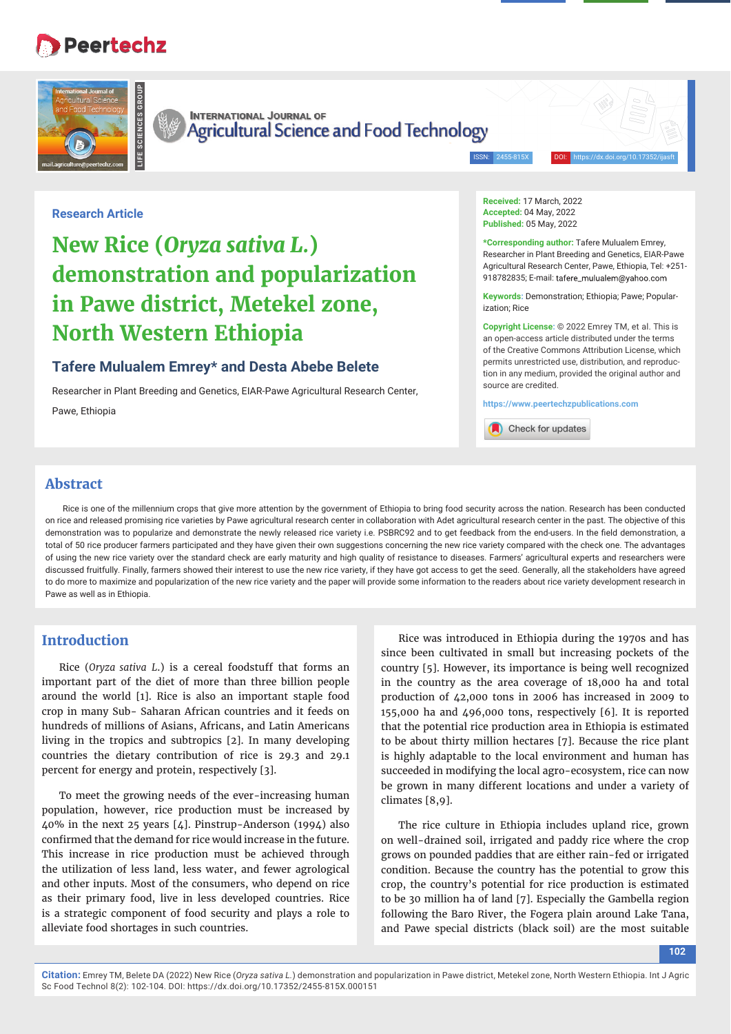Research Article

# New Rice (*Oryza sativa L.*) demonstration and popularization in Pawe district, Metekel zone, North Western Ethiopia

## Tafere Mulualem Emrey* and Desta Abebe Belete

Researcher in Plant Breeding and Genetics, EIAR-Pawe Agricultural Research Center, Pawe, Ethiopia

**Received:** 17 March, 2022
**Accepted:** 04 May, 2022
**Published:** 05 May, 2022

***Corresponding author:** Tafere Mulualem Emrey, Researcher in Plant Breeding and Genetics, EIAR-Pawe Agricultural Research Center, Pawe, Ethiopia, Tel: +251-918782835; E-mail: tafere_mulualem@yahoo.com

**Keywords:** Demonstration; Ethiopia; Pawe; Popularization; Rice

**Copyright License:** © 2022 Emrey TM, et al. This is an open-access article distributed under the terms of the Creative Commons Attribution License, which permits unrestricted use, distribution, and reproduction in any medium, provided the original author and source are credited.

https://www.peertechzpublications.com

## Abstract

Rice is one of the millennium crops that give more attention by the government of Ethiopia to bring food security across the nation. Research has been conducted on rice and released promising rice varieties by Pawe agricultural research center in collaboration with Adet agricultural research center in the past. The objective of this demonstration was to popularize and demonstrate the newly released rice variety i.e. PSBRC92 and to get feedback from the end-users. In the field demonstration, a total of 50 rice producer farmers participated and they have given their own suggestions concerning the new rice variety compared with the check one. The advantages of using the new rice variety over the standard check are early maturity and high quality of resistance to diseases. Farmers' agricultural experts and researchers were discussed fruitfully. Finally, farmers showed their interest to use the new rice variety, if they have got access to get the seed. Generally, all the stakeholders have agreed to do more to maximize and popularization of the new rice variety and the paper will provide some information to the readers about rice variety development research in Pawe as well as in Ethiopia.

## Introduction

Rice (*Oryza sativa L.*) is a cereal foodstuff that forms an important part of the diet of more than three billion people around the world [1]. Rice is also an important staple food crop in many Sub- Saharan African countries and it feeds on hundreds of millions of Asians, Africans, and Latin Americans living in the tropics and subtropics [2]. In many developing countries the dietary contribution of rice is 29.3 and 29.1 percent for energy and protein, respectively [3].

To meet the growing needs of the ever-increasing human population, however, rice production must be increased by 40% in the next 25 years [4]. Pinstrup-Anderson (1994) also confirmed that the demand for rice would increase in the future. This increase in rice production must be achieved through the utilization of less land, less water, and fewer agrological and other inputs. Most of the consumers, who depend on rice as their primary food, live in less developed countries. Rice is a strategic component of food security and plays a role to alleviate food shortages in such countries.

Rice was introduced in Ethiopia during the 1970s and has since been cultivated in small but increasing pockets of the country [5]. However, its importance is being well recognized in the country as the area coverage of 18,000 ha and total production of 42,000 tons in 2006 has increased in 2009 to 155,000 ha and 496,000 tons, respectively [6]. It is reported that the potential rice production area in Ethiopia is estimated to be about thirty million hectares [7]. Because the rice plant is highly adaptable to the local environment and human has succeeded in modifying the local agro-ecosystem, rice can now be grown in many different locations and under a variety of climates [8,9].

The rice culture in Ethiopia includes upland rice, grown on well-drained soil, irrigated and paddy rice where the crop grows on pounded paddies that are either rain-fed or irrigated condition. Because the country has the potential to grow this crop, the country's potential for rice production is estimated to be 30 million ha of land [7]. Especially the Gambella region following the Baro River, the Fogera plain around Lake Tana, and Pawe special districts (black soil) are the most suitable

**Citation:** Emrey TM, Belete DA (2022) New Rice (*Oryza sativa L.*) demonstration and popularization in Pawe district, Metekel zone, North Western Ethiopia. Int J Agric Sc Food Technol 8(2): 102-104. DOI: https://dx.doi.org/10.17352/2455-815X.000151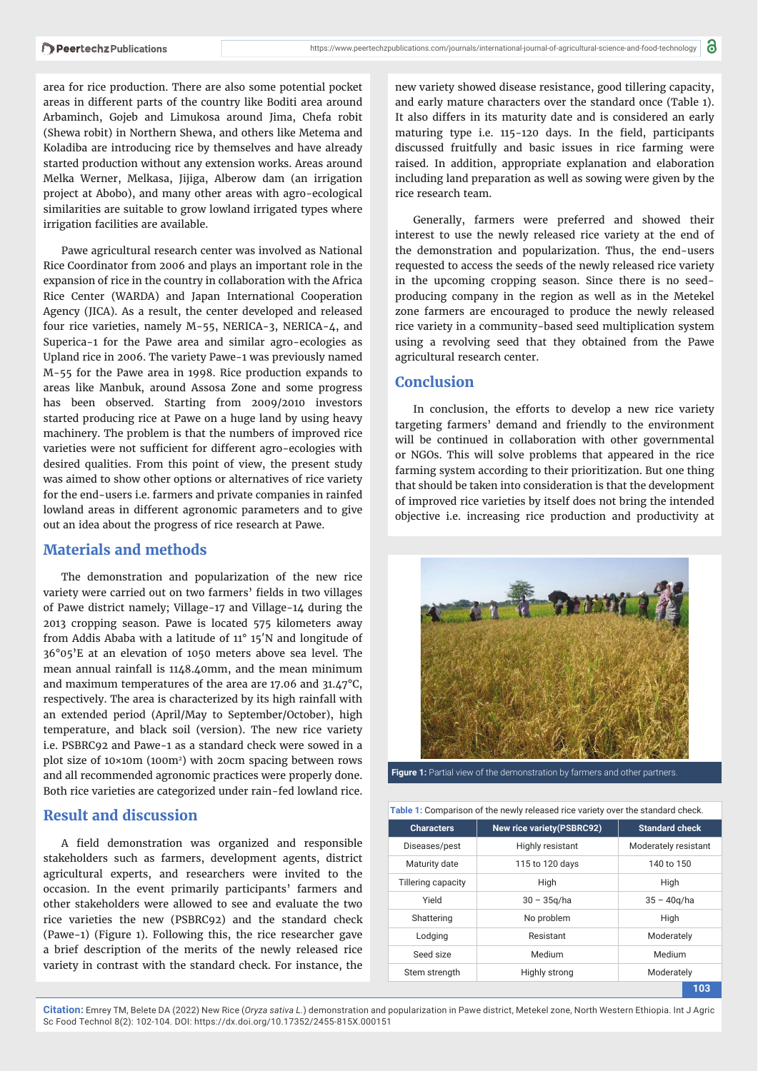area for rice production. There are also some potential pocket areas in different parts of the country like Boditi area around Arbaminch, Gojeb and Limukosa around Jima, Chefa robit (Shewa robit) in Northern Shewa, and others like Metema and Koladiba are introducing rice by themselves and have already started production without any extension works. Areas around Melka Werner, Melkasa, Jijiga, Alberow dam (an irrigation project at Abobo), and many other areas with agro-ecological similarities are suitable to grow lowland irrigated types where irrigation facilities are available.

Pawe agricultural research center was involved as National Rice Coordinator from 2006 and plays an important role in the expansion of rice in the country in collaboration with the Africa Rice Center (WARDA) and Japan International Cooperation Agency (JICA). As a result, the center developed and released four rice varieties, namely M-55, NERICA-3, NERICA-4, and Superica-1 for the Pawe area and similar agro-ecologies as Upland rice in 2006. The variety Pawe-1 was previously named M-55 for the Pawe area in 1998. Rice production expands to areas like Manbuk, around Assosa Zone and some progress has been observed. Starting from 2009/2010 investors started producing rice at Pawe on a huge land by using heavy machinery. The problem is that the numbers of improved rice varieties were not sufficient for different agro-ecologies with desired qualities. From this point of view, the present study was aimed to show other options or alternatives of rice variety for the end-users i.e. farmers and private companies in rainfed lowland areas in different agronomic parameters and to give out an idea about the progress of rice research at Pawe.

## Materials and methods

The demonstration and popularization of the new rice variety were carried out on two farmers' fields in two villages of Pawe district namely; Village-17 and Village-14 during the 2013 cropping season. Pawe is located 575 kilometers away from Addis Ababa with a latitude of 11° 15′N and longitude of 36°05′E at an elevation of 1050 meters above sea level. The mean annual rainfall is 1148.40mm, and the mean minimum and maximum temperatures of the area are 17.06 and 31.47°C, respectively. The area is characterized by its high rainfall with an extended period (April/May to September/October), high temperature, and black soil (version). The new rice variety i.e. PSBRC92 and Pawe-1 as a standard check were sowed in a plot size of 10×10m (100m$^2$) with 20cm spacing between rows and all recommended agronomic practices were properly done. Both rice varieties are categorized under rain-fed lowland rice.

## Result and discussion

A field demonstration was organized and responsible stakeholders such as farmers, development agents, district agricultural experts, and researchers were invited to the occasion. In the event primarily participants' farmers and other stakeholders were allowed to see and evaluate the two rice varieties the new (PSBRC92) and the standard check (Pawe-1) (Figure 1). Following this, the rice researcher gave a brief description of the merits of the newly released rice variety in contrast with the standard check. For instance, the new variety showed disease resistance, good tillering capacity, and early mature characters over the standard once (Table 1). It also differs in its maturity date and is considered an early maturing type i.e. 115-120 days. In the field, participants discussed fruitfully and basic issues in rice farming were raised. In addition, appropriate explanation and elaboration including land preparation as well as sowing were given by the rice research team.

Generally, farmers were preferred and showed their interest to use the newly released rice variety at the end of the demonstration and popularization. Thus, the end-users requested to access the seeds of the newly released rice variety in the upcoming cropping season. Since there is no seed-producing company in the region as well as in the Metekel zone farmers are encouraged to produce the newly released rice variety in a community-based seed multiplication system using a revolving seed that they obtained from the Pawe agricultural research center.

## Conclusion

In conclusion, the efforts to develop a new rice variety targeting farmers' demand and friendly to the environment will be continued in collaboration with other governmental or NGOs. This will solve problems that appeared in the rice farming system according to their prioritization. But one thing that should be taken into consideration is that the development of improved rice varieties by itself does not bring the intended objective i.e. increasing rice production and productivity at

**Figure 1:** Partial view of the demonstration by farmers and other partners.

**Table 1:** Comparison of the newly released rice variety over the standard check.

| Characters | New rice variety(PSBRC92) | Standard check |
|---|---|---|
| Diseases/pest | Highly resistant | Moderately resistant |
| Maturity date | 115 to 120 days | 140 to 150 |
| Tillering capacity | High | High |
| Yield | 30 – 35q/ha | 35 – 40q/ha |
| Shattering | No problem | High |
| Lodging | Resistant | Moderately |
| Seed size | Medium | Medium |
| Stem strength | Highly strong | Moderately |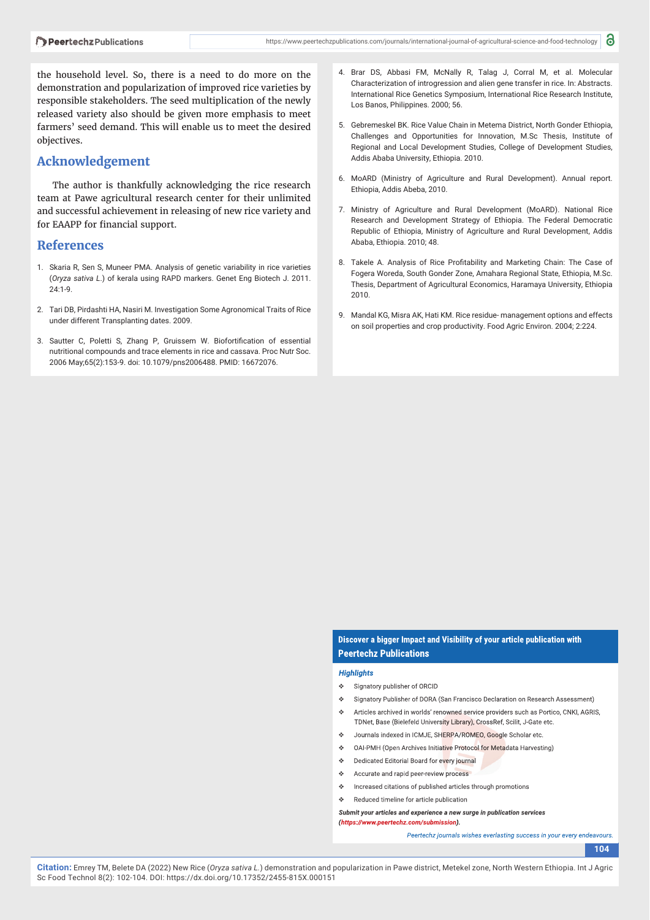the household level. So, there is a need to do more on the demonstration and popularization of improved rice varieties by responsible stakeholders. The seed multiplication of the newly released variety also should be given more emphasis to meet farmers' seed demand. This will enable us to meet the desired objectives.

## Acknowledgement

The author is thankfully acknowledging the rice research team at Pawe agricultural research center for their unlimited and successful achievement in releasing of new rice variety and for EAAPP for financial support.

## References

1. Skaria R, Sen S, Muneer PMA. Analysis of genetic variability in rice varieties (*Oryza sativa L.*) of kerala using RAPD markers. Genet Eng Biotech J. 2011. 24:1-9.

2. Tari DB, Pirdashti HA, Nasiri M. Investigation Some Agronomical Traits of Rice under different Transplanting dates. 2009.

3. Sautter C, Poletti S, Zhang P, Gruissem W. Biofortification of essential nutritional compounds and trace elements in rice and cassava. Proc Nutr Soc. 2006 May;65(2):153-9. doi: 10.1079/pns2006488. PMID: 16672076.

4. Brar DS, Abbasi FM, McNally R, Talag J, Corral M, et al. Molecular Characterization of introgression and alien gene transfer in rice. In: Abstracts. International Rice Genetics Symposium, International Rice Research Institute, Los Banos, Philippines. 2000; 56.

5. Gebremeskel BK. Rice Value Chain in Metema District, North Gonder Ethiopia, Challenges and Opportunities for Innovation, M.Sc Thesis, Institute of Regional and Local Development Studies, College of Development Studies, Addis Ababa University, Ethiopia. 2010.

6. MoARD (Ministry of Agriculture and Rural Development). Annual report. Ethiopia, Addis Abeba, 2010.

7. Ministry of Agriculture and Rural Development (MoARD). National Rice Research and Development Strategy of Ethiopia. The Federal Democratic Republic of Ethiopia, Ministry of Agriculture and Rural Development, Addis Ababa, Ethiopia. 2010; 48.

8. Takele A. Analysis of Rice Profitability and Marketing Chain: The Case of Fogera Woreda, South Gonder Zone, Amahara Regional State, Ethiopia, M.Sc. Thesis, Department of Agricultural Economics, Haramaya University, Ethiopia 2010.

9. Mandal KG, Misra AK, Hati KM. Rice residue- management options and effects on soil properties and crop productivity. Food Agric Environ. 2004; 2:224.

**Discover a bigger Impact and Visibility of your article publication with Peertechz Publications**

***Highlights***

- Signatory publisher of ORCID
- Signatory Publisher of DORA (San Francisco Declaration on Research Assessment)
- Articles archived in worlds' renowned service providers such as Portico, CNKI, AGRIS, TDNet, Base (Bielefeld University Library), CrossRef, Scilit, J-Gate etc.
- Journals indexed in ICMJE, SHERPA/ROMEO, Google Scholar etc.
- OAI-PMH (Open Archives Initiative Protocol for Metadata Harvesting)
- Dedicated Editorial Board for every journal
- Accurate and rapid peer-review process
- Increased citations of published articles through promotions
- Reduced timeline for article publication

***Submit your articles and experience a new surge in publication services (https://www.peertechz.com/submission).***

*Peertechz journals wishes everlasting success in your every endeavours.*

**Citation:** Emrey TM, Belete DA (2022) New Rice (*Oryza sativa L.*) demonstration and popularization in Pawe district, Metekel zone, North Western Ethiopia. Int J Agric Sc Food Technol 8(2): 102-104. DOI: https://dx.doi.org/10.17352/2455-815X.000151